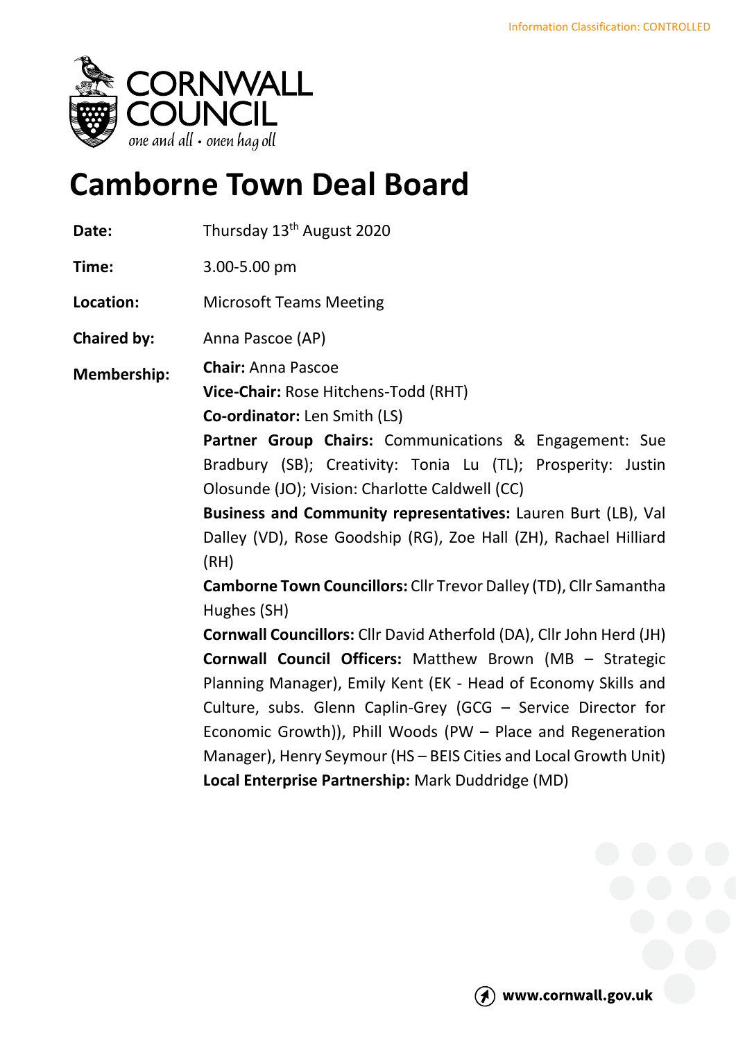Information Classification: CONTROLLED

# Camborne Town Deal Board

| | |
|---|---|
| **Date:** | Thursday 13th August 2020 |
| **Time:** | 3.00-5.00 pm |
| **Location:** | Microsoft Teams Meeting |
| **Chaired by:** | Anna Pascoe (AP) |
| **Membership:** | **Chair:** Anna Pascoe<br>**Vice-Chair:** Rose Hitchens-Todd (RHT)<br>**Co-ordinator:** Len Smith (LS)<br>**Partner Group Chairs:** Communications & Engagement: Sue Bradbury (SB); Creativity: Tonia Lu (TL); Prosperity: Justin Olosunde (JO); Vision: Charlotte Caldwell (CC)<br>**Business and Community representatives:** Lauren Burt (LB), Val Dalley (VD), Rose Goodship (RG), Zoe Hall (ZH), Rachael Hilliard (RH)<br>**Camborne Town Councillors:** Cllr Trevor Dalley (TD), Cllr Samantha Hughes (SH)<br>**Cornwall Councillors:** Cllr David Atherfold (DA), Cllr John Herd (JH)<br>**Cornwall Council Officers:** Matthew Brown (MB – Strategic Planning Manager), Emily Kent (EK - Head of Economy Skills and Culture, subs. Glenn Caplin-Grey (GCG – Service Director for Economic Growth)), Phill Woods (PW – Place and Regeneration Manager), Henry Seymour (HS – BEIS Cities and Local Growth Unit)<br>**Local Enterprise Partnership:** Mark Duddridge (MD) |

www.cornwall.gov.uk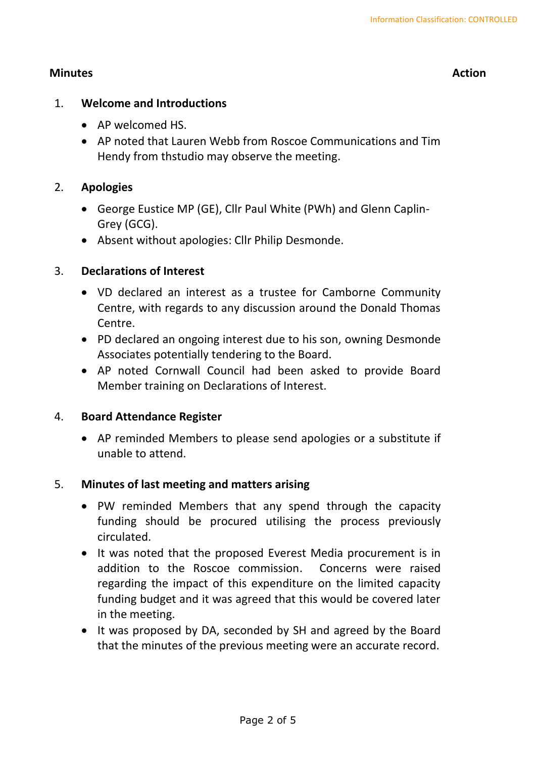**Minutes** **Action**

1. **Welcome and Introductions**

   - AP welcomed HS.
   - AP noted that Lauren Webb from Roscoe Communications and Tim Hendy from thstudio may observe the meeting.

2. **Apologies**

   - George Eustice MP (GE), Cllr Paul White (PWh) and Glenn Caplin-Grey (GCG).
   - Absent without apologies: Cllr Philip Desmonde.

3. **Declarations of Interest**

   - VD declared an interest as a trustee for Camborne Community Centre, with regards to any discussion around the Donald Thomas Centre.
   - PD declared an ongoing interest due to his son, owning Desmonde Associates potentially tendering to the Board.
   - AP noted Cornwall Council had been asked to provide Board Member training on Declarations of Interest.

4. **Board Attendance Register**

   - AP reminded Members to please send apologies or a substitute if unable to attend.

5. **Minutes of last meeting and matters arising**

   - PW reminded Members that any spend through the capacity funding should be procured utilising the process previously circulated.
   - It was noted that the proposed Everest Media procurement is in addition to the Roscoe commission. Concerns were raised regarding the impact of this expenditure on the limited capacity funding budget and it was agreed that this would be covered later in the meeting.
   - It was proposed by DA, seconded by SH and agreed by the Board that the minutes of the previous meeting were an accurate record.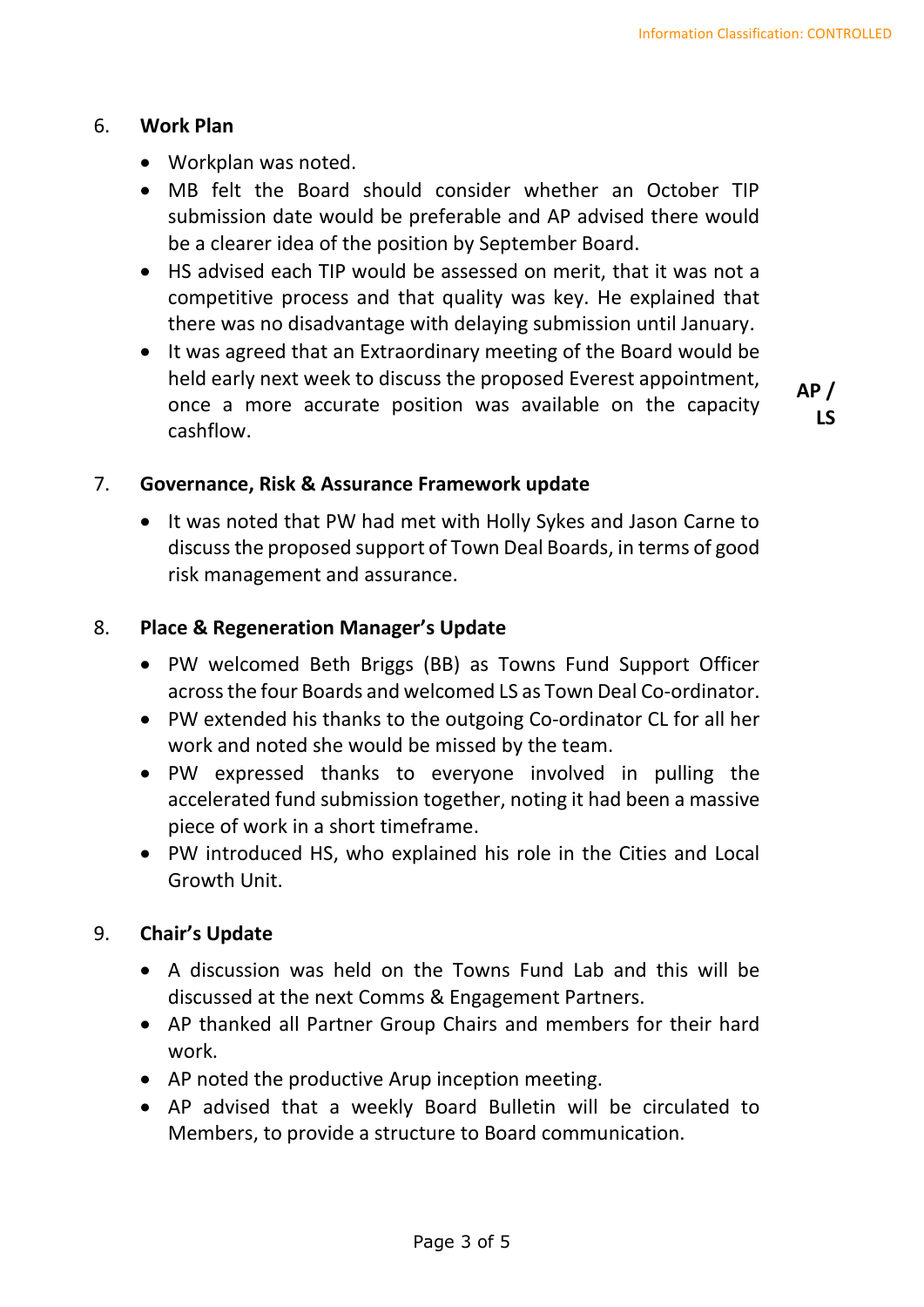6. **Work Plan**

- Workplan was noted.
- MB felt the Board should consider whether an October TIP submission date would be preferable and AP advised there would be a clearer idea of the position by September Board.
- HS advised each TIP would be assessed on merit, that it was not a competitive process and that quality was key. He explained that there was no disadvantage with delaying submission until January.
- It was agreed that an Extraordinary meeting of the Board would be held early next week to discuss the proposed Everest appointment, once a more accurate position was available on the capacity cashflow. **AP / LS**

7. **Governance, Risk & Assurance Framework update**

- It was noted that PW had met with Holly Sykes and Jason Carne to discuss the proposed support of Town Deal Boards, in terms of good risk management and assurance.

8. **Place & Regeneration Manager's Update**

- PW welcomed Beth Briggs (BB) as Towns Fund Support Officer across the four Boards and welcomed LS as Town Deal Co-ordinator.
- PW extended his thanks to the outgoing Co-ordinator CL for all her work and noted she would be missed by the team.
- PW expressed thanks to everyone involved in pulling the accelerated fund submission together, noting it had been a massive piece of work in a short timeframe.
- PW introduced HS, who explained his role in the Cities and Local Growth Unit.

9. **Chair's Update**

- A discussion was held on the Towns Fund Lab and this will be discussed at the next Comms & Engagement Partners.
- AP thanked all Partner Group Chairs and members for their hard work.
- AP noted the productive Arup inception meeting.
- AP advised that a weekly Board Bulletin will be circulated to Members, to provide a structure to Board communication.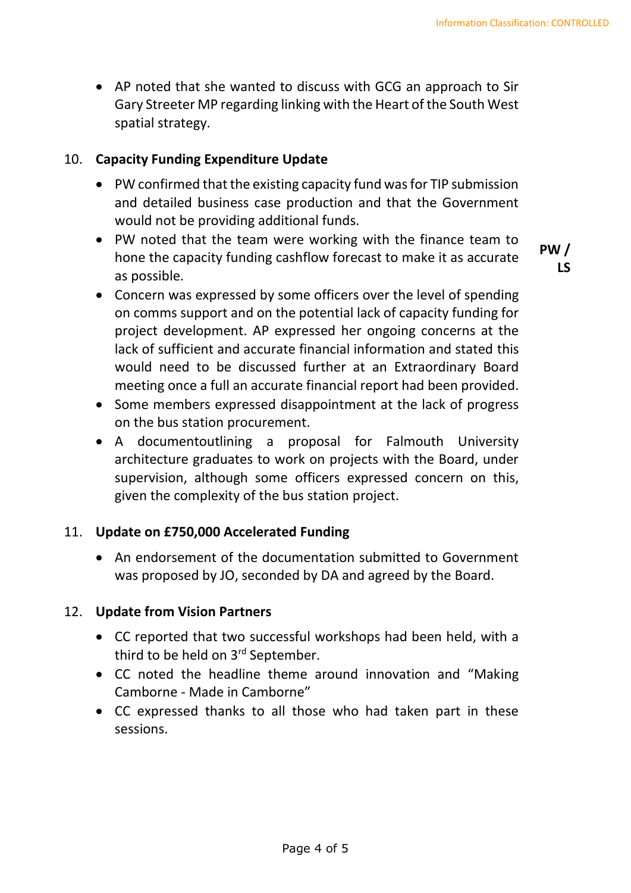- AP noted that she wanted to discuss with GCG an approach to Sir Gary Streeter MP regarding linking with the Heart of the South West spatial strategy.

## 10. Capacity Funding Expenditure Update

- PW confirmed that the existing capacity fund was for TIP submission and detailed business case production and that the Government would not be providing additional funds.
- PW noted that the team were working with the finance team to hone the capacity funding cashflow forecast to make it as accurate as possible. **PW / LS**
- Concern was expressed by some officers over the level of spending on comms support and on the potential lack of capacity funding for project development. AP expressed her ongoing concerns at the lack of sufficient and accurate financial information and stated this would need to be discussed further at an Extraordinary Board meeting once a full an accurate financial report had been provided.
- Some members expressed disappointment at the lack of progress on the bus station procurement.
- A documentoutlining a proposal for Falmouth University architecture graduates to work on projects with the Board, under supervision, although some officers expressed concern on this, given the complexity of the bus station project.

## 11. Update on £750,000 Accelerated Funding

- An endorsement of the documentation submitted to Government was proposed by JO, seconded by DA and agreed by the Board.

## 12. Update from Vision Partners

- CC reported that two successful workshops had been held, with a third to be held on 3rd September.
- CC noted the headline theme around innovation and "Making Camborne - Made in Camborne"
- CC expressed thanks to all those who had taken part in these sessions.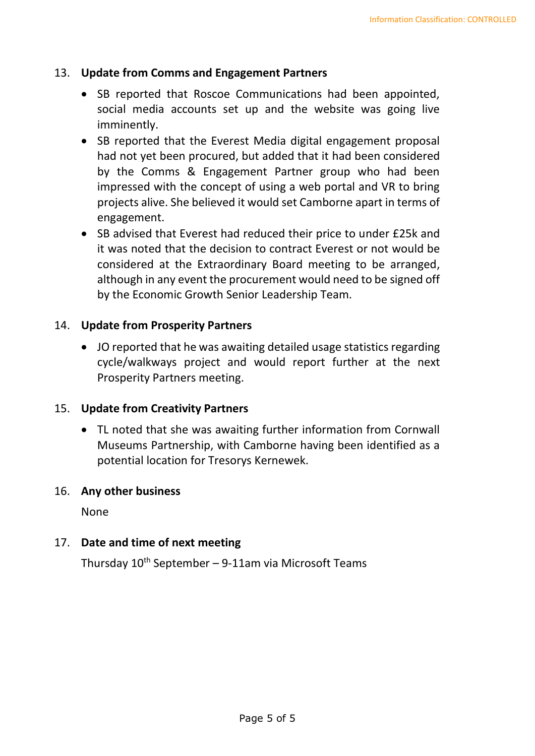13. **Update from Comms and Engagement Partners**

    - SB reported that Roscoe Communications had been appointed, social media accounts set up and the website was going live imminently.
    - SB reported that the Everest Media digital engagement proposal had not yet been procured, but added that it had been considered by the Comms & Engagement Partner group who had been impressed with the concept of using a web portal and VR to bring projects alive. She believed it would set Camborne apart in terms of engagement.
    - SB advised that Everest had reduced their price to under £25k and it was noted that the decision to contract Everest or not would be considered at the Extraordinary Board meeting to be arranged, although in any event the procurement would need to be signed off by the Economic Growth Senior Leadership Team.

14. **Update from Prosperity Partners**

    - JO reported that he was awaiting detailed usage statistics regarding cycle/walkways project and would report further at the next Prosperity Partners meeting.

15. **Update from Creativity Partners**

    - TL noted that she was awaiting further information from Cornwall Museums Partnership, with Camborne having been identified as a potential location for Tresorys Kernewek.

16. **Any other business**

    None

17. **Date and time of next meeting**

    Thursday 10th September – 9-11am via Microsoft Teams